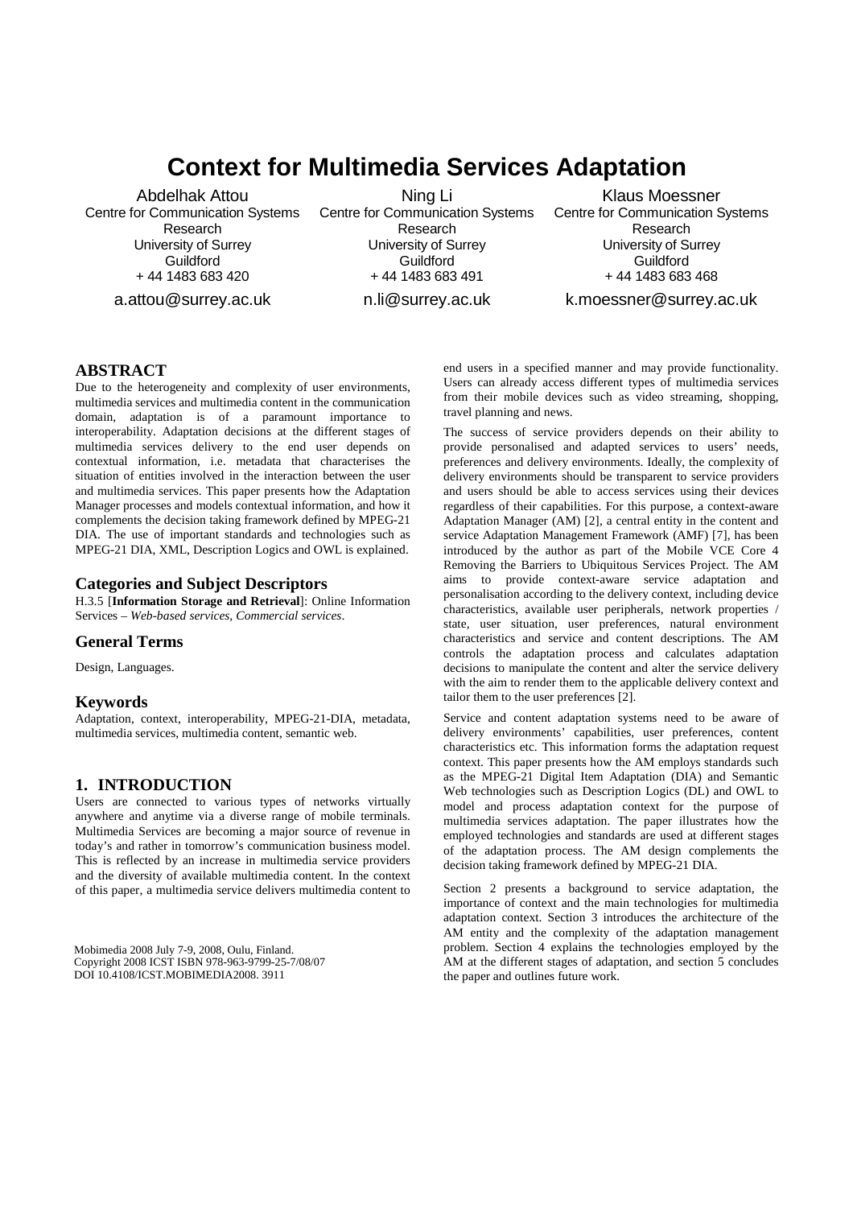# Context for Multimedia Services Adaptation

Abdelhak Attou
Centre for Communication Systems Research
University of Surrey
Guildford
+ 44 1483 683 420
a.attou@surrey.ac.uk

Ning Li
Centre for Communication Systems Research
University of Surrey
Guildford
+ 44 1483 683 491
n.li@surrey.ac.uk

Klaus Moessner
Centre for Communication Systems Research
University of Surrey
Guildford
+ 44 1483 683 468
k.moessner@surrey.ac.uk

## ABSTRACT

Due to the heterogeneity and complexity of user environments, multimedia services and multimedia content in the communication domain, adaptation is of a paramount importance to interoperability. Adaptation decisions at the different stages of multimedia services delivery to the end user depends on contextual information, i.e. metadata that characterises the situation of entities involved in the interaction between the user and multimedia services. This paper presents how the Adaptation Manager processes and models contextual information, and how it complements the decision taking framework defined by MPEG-21 DIA. The use of important standards and technologies such as MPEG-21 DIA, XML, Description Logics and OWL is explained.

### Categories and Subject Descriptors

H.3.5 [**Information Storage and Retrieval**]: Online Information Services – *Web-based services, Commercial services*.

### General Terms

Design, Languages.

### Keywords

Adaptation, context, interoperability, MPEG-21-DIA, metadata, multimedia services, multimedia content, semantic web.

## 1. INTRODUCTION

Users are connected to various types of networks virtually anywhere and anytime via a diverse range of mobile terminals. Multimedia Services are becoming a major source of revenue in today's and rather in tomorrow's communication business model. This is reflected by an increase in multimedia service providers and the diversity of available multimedia content. In the context of this paper, a multimedia service delivers multimedia content to end users in a specified manner and may provide functionality. Users can already access different types of multimedia services from their mobile devices such as video streaming, shopping, travel planning and news.

Mobimedia 2008 July 7-9, 2008, Oulu, Finland.
Copyright 2008 ICST ISBN 978-963-9799-25-7/08/07
DOI 10.4108/ICST.MOBIMEDIA2008. 3911

The success of service providers depends on their ability to provide personalised and adapted services to users' needs, preferences and delivery environments. Ideally, the complexity of delivery environments should be transparent to service providers and users should be able to access services using their devices regardless of their capabilities. For this purpose, a context-aware Adaptation Manager (AM) [2], a central entity in the content and service Adaptation Management Framework (AMF) [7], has been introduced by the author as part of the Mobile VCE Core 4 Removing the Barriers to Ubiquitous Services Project. The AM aims to provide context-aware service adaptation and personalisation according to the delivery context, including device characteristics, available user peripherals, network properties / state, user situation, user preferences, natural environment characteristics and service and content descriptions. The AM controls the adaptation process and calculates adaptation decisions to manipulate the content and alter the service delivery with the aim to render them to the applicable delivery context and tailor them to the user preferences [2].

Service and content adaptation systems need to be aware of delivery environments' capabilities, user preferences, content characteristics etc. This information forms the adaptation request context. This paper presents how the AM employs standards such as the MPEG-21 Digital Item Adaptation (DIA) and Semantic Web technologies such as Description Logics (DL) and OWL to model and process adaptation context for the purpose of multimedia services adaptation. The paper illustrates how the employed technologies and standards are used at different stages of the adaptation process. The AM design complements the decision taking framework defined by MPEG-21 DIA.

Section 2 presents a background to service adaptation, the importance of context and the main technologies for multimedia adaptation context. Section 3 introduces the architecture of the AM entity and the complexity of the adaptation management problem. Section 4 explains the technologies employed by the AM at the different stages of adaptation, and section 5 concludes the paper and outlines future work.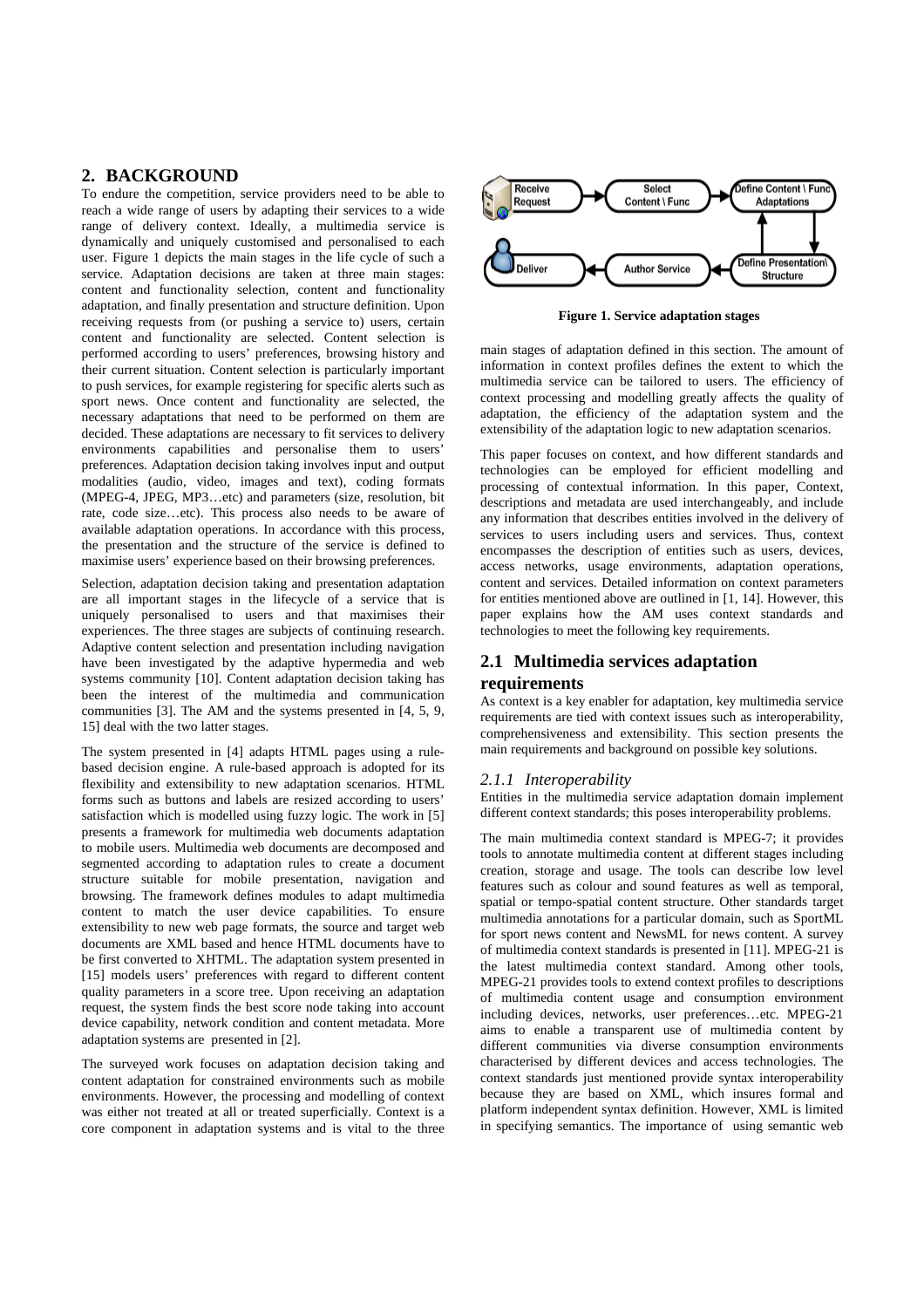## 2. BACKGROUND

To endure the competition, service providers need to be able to reach a wide range of users by adapting their services to a wide range of delivery context. Ideally, a multimedia service is dynamically and uniquely customised and personalised to each user. Figure 1 depicts the main stages in the life cycle of such a service. Adaptation decisions are taken at three main stages: content and functionality selection, content and functionality adaptation, and finally presentation and structure definition. Upon receiving requests from (or pushing a service to) users, certain content and functionality are selected. Content selection is performed according to users' preferences, browsing history and their current situation. Content selection is particularly important to push services, for example registering for specific alerts such as sport news. Once content and functionality are selected, the necessary adaptations that need to be performed on them are decided. These adaptations are necessary to fit services to delivery environments capabilities and personalise them to users' preferences. Adaptation decision taking involves input and output modalities (audio, video, images and text), coding formats (MPEG-4, JPEG, MP3…etc) and parameters (size, resolution, bit rate, code size…etc). This process also needs to be aware of available adaptation operations. In accordance with this process, the presentation and the structure of the service is defined to maximise users' experience based on their browsing preferences.

Selection, adaptation decision taking and presentation adaptation are all important stages in the lifecycle of a service that is uniquely personalised to users and that maximises their experiences. The three stages are subjects of continuing research. Adaptive content selection and presentation including navigation have been investigated by the adaptive hypermedia and web systems community [10]. Content adaptation decision taking has been the interest of the multimedia and communication communities [3]. The AM and the systems presented in [4, 5, 9, 15] deal with the two latter stages.

The system presented in [4] adapts HTML pages using a rule-based decision engine. A rule-based approach is adopted for its flexibility and extensibility to new adaptation scenarios. HTML forms such as buttons and labels are resized according to users' satisfaction which is modelled using fuzzy logic. The work in [5] presents a framework for multimedia web documents adaptation to mobile users. Multimedia web documents are decomposed and segmented according to adaptation rules to create a document structure suitable for mobile presentation, navigation and browsing. The framework defines modules to adapt multimedia content to match the user device capabilities. To ensure extensibility to new web page formats, the source and target web documents are XML based and hence HTML documents have to be first converted to XHTML. The adaptation system presented in [15] models users' preferences with regard to different content quality parameters in a score tree. Upon receiving an adaptation request, the system finds the best score node taking into account device capability, network condition and content metadata. More adaptation systems are presented in [2].

The surveyed work focuses on adaptation decision taking and content adaptation for constrained environments such as mobile environments. However, the processing and modelling of context was either not treated at all or treated superficially. Context is a core component in adaptation systems and is vital to the three main stages of adaptation defined in this section. The amount of information in context profiles defines the extent to which the multimedia service can be tailored to users. The efficiency of context processing and modelling greatly affects the quality of adaptation, the efficiency of the adaptation system and the extensibility of the adaptation logic to new adaptation scenarios.

Receive Request → Select Content \ Func → Define Content \ Func Adaptations → Define Presentation\ Structure → Author Service → Deliver

**Figure 1. Service adaptation stages**

This paper focuses on context, and how different standards and technologies can be employed for efficient modelling and processing of contextual information. In this paper, Context, descriptions and metadata are used interchangeably, and include any information that describes entities involved in the delivery of services to users including users and services. Thus, context encompasses the description of entities such as users, devices, access networks, usage environments, adaptation operations, content and services. Detailed information on context parameters for entities mentioned above are outlined in [1, 14]. However, this paper explains how the AM uses context standards and technologies to meet the following key requirements.

### 2.1 Multimedia services adaptation requirements

As context is a key enabler for adaptation, key multimedia service requirements are tied with context issues such as interoperability, comprehensiveness and extensibility. This section presents the main requirements and background on possible key solutions.

#### *2.1.1 Interoperability*

Entities in the multimedia service adaptation domain implement different context standards; this poses interoperability problems.

The main multimedia context standard is MPEG-7; it provides tools to annotate multimedia content at different stages including creation, storage and usage. The tools can describe low level features such as colour and sound features as well as temporal, spatial or tempo-spatial content structure. Other standards target multimedia annotations for a particular domain, such as SportML for sport news content and NewsML for news content. A survey of multimedia context standards is presented in [11]. MPEG-21 is the latest multimedia context standard. Among other tools, MPEG-21 provides tools to extend context profiles to descriptions of multimedia content usage and consumption environment including devices, networks, user preferences…etc. MPEG-21 aims to enable a transparent use of multimedia content by different communities via diverse consumption environments characterised by different devices and access technologies. The context standards just mentioned provide syntax interoperability because they are based on XML, which insures formal and platform independent syntax definition. However, XML is limited in specifying semantics. The importance of using semantic web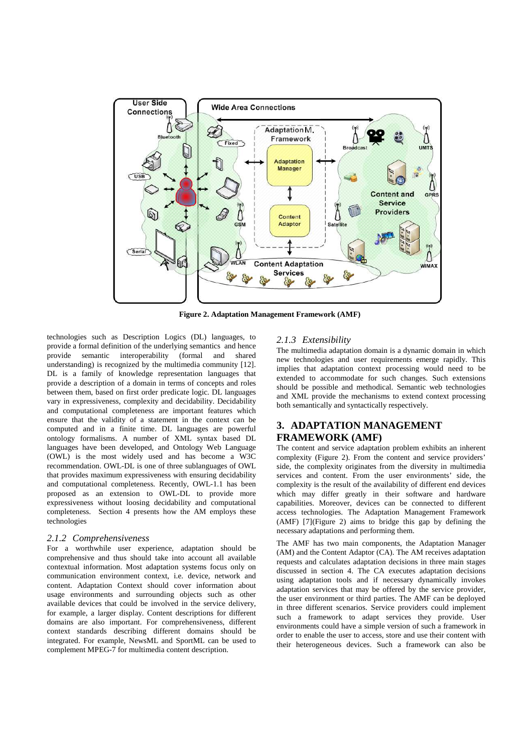Figure 2. Adaptation Management Framework (AMF)

technologies such as Description Logics (DL) languages, to provide a formal definition of the underlying semantics and hence provide semantic interoperability (formal and shared understanding) is recognized by the multimedia community [12]. DL is a family of knowledge representation languages that provide a description of a domain in terms of concepts and roles between them, based on first order predicate logic. DL languages vary in expressiveness, complexity and decidability. Decidability and computational completeness are important features which ensure that the validity of a statement in the context can be computed and in a finite time. DL languages are powerful ontology formalisms. A number of XML syntax based DL languages have been developed, and Ontology Web Language (OWL) is the most widely used and has become a W3C recommendation. OWL-DL is one of three sublanguages of OWL that provides maximum expressiveness with ensuring decidability and computational completeness. Recently, OWL-1.1 has been proposed as an extension to OWL-DL to provide more expressiveness without loosing decidability and computational completeness. Section 4 presents how the AM employs these technologies

### *2.1.2 Comprehensiveness*

For a worthwhile user experience, adaptation should be comprehensive and thus should take into account all available contextual information. Most adaptation systems focus only on communication environment context, i.e. device, network and content. Adaptation Context should cover information about usage environments and surrounding objects such as other available devices that could be involved in the service delivery, for example, a larger display. Content descriptions for different domains are also important. For comprehensiveness, different context standards describing different domains should be integrated. For example, NewsML and SportML can be used to complement MPEG-7 for multimedia content description.

### *2.1.3 Extensibility*

The multimedia adaptation domain is a dynamic domain in which new technologies and user requirements emerge rapidly. This implies that adaptation context processing would need to be extended to accommodate for such changes. Such extensions should be possible and methodical. Semantic web technologies and XML provide the mechanisms to extend context processing both semantically and syntactically respectively.

## 3. ADAPTATION MANAGEMENT FRAMEWORK (AMF)

The content and service adaptation problem exhibits an inherent complexity (Figure 2). From the content and service providers' side, the complexity originates from the diversity in multimedia services and content. From the user environments' side, the complexity is the result of the availability of different end devices which may differ greatly in their software and hardware capabilities. Moreover, devices can be connected to different access technologies. The Adaptation Management Framework (AMF) [7](Figure 2) aims to bridge this gap by defining the necessary adaptations and performing them.

The AMF has two main components, the Adaptation Manager (AM) and the Content Adaptor (CA). The AM receives adaptation requests and calculates adaptation decisions in three main stages discussed in section 4. The CA executes adaptation decisions using adaptation tools and if necessary dynamically invokes adaptation services that may be offered by the service provider, the user environment or third parties. The AMF can be deployed in three different scenarios. Service providers could implement such a framework to adapt services they provide. User environments could have a simple version of such a framework in order to enable the user to access, store and use their content with their heterogeneous devices. Such a framework can also be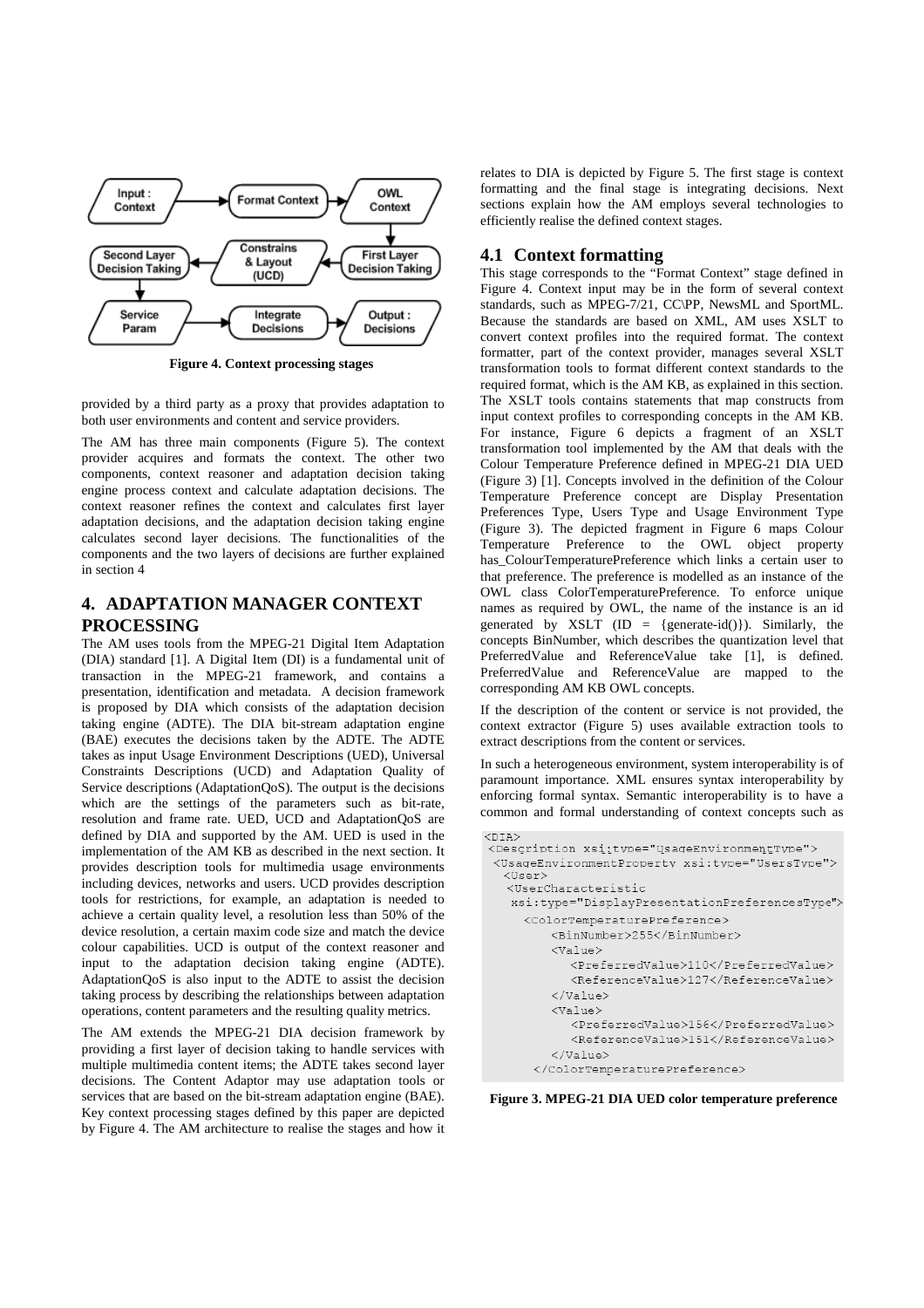Figure 4. Context processing stages

provided by a third party as a proxy that provides adaptation to both user environments and content and service providers.

The AM has three main components (Figure 5). The context provider acquires and formats the context. The other two components, context reasoner and adaptation decision taking engine process context and calculate adaptation decisions. The context reasoner refines the context and calculates first layer adaptation decisions, and the adaptation decision taking engine calculates second layer decisions. The functionalities of the components and the two layers of decisions are further explained in section 4

## 4. ADAPTATION MANAGER CONTEXT PROCESSING

The AM uses tools from the MPEG-21 Digital Item Adaptation (DIA) standard [1]. A Digital Item (DI) is a fundamental unit of transaction in the MPEG-21 framework, and contains a presentation, identification and metadata. A decision framework is proposed by DIA which consists of the adaptation decision taking engine (ADTE). The DIA bit-stream adaptation engine (BAE) executes the decisions taken by the ADTE. The ADTE takes as input Usage Environment Descriptions (UED), Universal Constraints Descriptions (UCD) and Adaptation Quality of Service descriptions (AdaptationQoS). The output is the decisions which are the settings of the parameters such as bit-rate, resolution and frame rate. UED, UCD and AdaptationQoS are defined by DIA and supported by the AM. UED is used in the implementation of the AM KB as described in the next section. It provides description tools for multimedia usage environments including devices, networks and users. UCD provides description tools for restrictions, for example, an adaptation is needed to achieve a certain quality level, a resolution less than 50% of the device resolution, a certain maxim code size and match the device colour capabilities. UCD is output of the context reasoner and input to the adaptation decision taking engine (ADTE). AdaptationQoS is also input to the ADTE to assist the decision taking process by describing the relationships between adaptation operations, content parameters and the resulting quality metrics.

The AM extends the MPEG-21 DIA decision framework by providing a first layer of decision taking to handle services with multiple multimedia content items; the ADTE takes second layer decisions. The Content Adaptor may use adaptation tools or services that are based on the bit-stream adaptation engine (BAE). Key context processing stages defined by this paper are depicted by Figure 4. The AM architecture to realise the stages and how it relates to DIA is depicted by Figure 5. The first stage is context formatting and the final stage is integrating decisions. Next sections explain how the AM employs several technologies to efficiently realise the defined context stages.

### 4.1 Context formatting

This stage corresponds to the "Format Context" stage defined in Figure 4. Context input may be in the form of several context standards, such as MPEG-7/21, CC\PP, NewsML and SportML. Because the standards are based on XML, AM uses XSLT to convert context profiles into the required format. The context formatter, part of the context provider, manages several XSLT transformation tools to format different context standards to the required format, which is the AM KB, as explained in this section. The XSLT tools contains statements that map constructs from input context profiles to corresponding concepts in the AM KB. For instance, Figure 6 depicts a fragment of an XSLT transformation tool implemented by the AM that deals with the Colour Temperature Preference defined in MPEG-21 DIA UED (Figure 3) [1]. Concepts involved in the definition of the Colour Temperature Preference concept are Display Presentation Preferences Type, Users Type and Usage Environment Type (Figure 3). The depicted fragment in Figure 6 maps Colour Temperature Preference to the OWL object property has_ColourTemperaturePreference which links a certain user to that preference. The preference is modelled as an instance of the OWL class ColorTemperaturePreference. To enforce unique names as required by OWL, the name of the instance is an id generated by XSLT (ID = {generate-id()}). Similarly, the concepts BinNumber, which describes the quantization level that PreferredValue and ReferenceValue take [1], is defined. PreferredValue and ReferenceValue are mapped to the corresponding AM KB OWL concepts.

If the description of the content or service is not provided, the context extractor (Figure 5) uses available extraction tools to extract descriptions from the content or services.

In such a heterogeneous environment, system interoperability is of paramount importance. XML ensures syntax interoperability by enforcing formal syntax. Semantic interoperability is to have a common and formal understanding of context concepts such as

```
<DIA>
 <Description xsi:type="UsageEnvironmentType">
  <UsageEnvironmentProperty xsi:type="UsersType">
   <User>
    <UserCharacteristic
     xsi:type="DisplayPresentationPreferencesType">
      <ColorTemperaturePreference>
         <BinNumber>255</BinNumber>
         <Value>
            <PreferredValue>110</PreferredValue>
            <ReferenceValue>127</ReferenceValue>
         </Value>
         <Value>
            <PreferredValue>156</PreferredValue>
            <ReferenceValue>151</ReferenceValue>
         </Value>
      </ColorTemperaturePreference>
```

Figure 3. MPEG-21 DIA UED color temperature preference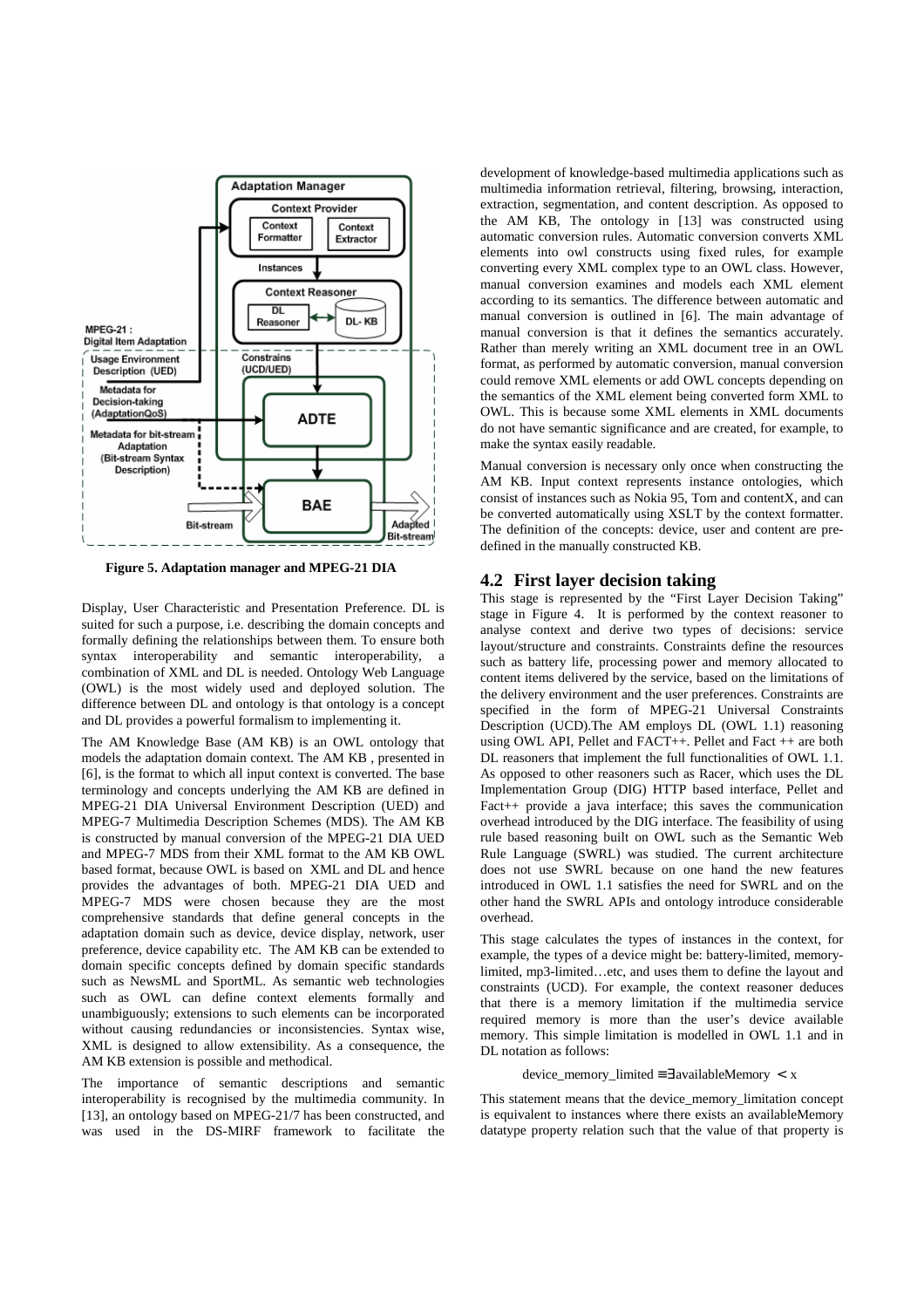Figure 5. Adaptation manager and MPEG-21 DIA

Display, User Characteristic and Presentation Preference. DL is suited for such a purpose, i.e. describing the domain concepts and formally defining the relationships between them. To ensure both syntax interoperability and semantic interoperability, a combination of XML and DL is needed. Ontology Web Language (OWL) is the most widely used and deployed solution. The difference between DL and ontology is that ontology is a concept and DL provides a powerful formalism to implementing it.

The AM Knowledge Base (AM KB) is an OWL ontology that models the adaptation domain context. The AM KB , presented in [6], is the format to which all input context is converted. The base terminology and concepts underlying the AM KB are defined in MPEG-21 DIA Universal Environment Description (UED) and MPEG-7 Multimedia Description Schemes (MDS). The AM KB is constructed by manual conversion of the MPEG-21 DIA UED and MPEG-7 MDS from their XML format to the AM KB OWL based format, because OWL is based on XML and DL and hence provides the advantages of both. MPEG-21 DIA UED and MPEG-7 MDS were chosen because they are the most comprehensive standards that define general concepts in the adaptation domain such as device, device display, network, user preference, device capability etc. The AM KB can be extended to domain specific concepts defined by domain specific standards such as NewsML and SportML. As semantic web technologies such as OWL can define context elements formally and unambiguously; extensions to such elements can be incorporated without causing redundancies or inconsistencies. Syntax wise, XML is designed to allow extensibility. As a consequence, the AM KB extension is possible and methodical.

The importance of semantic descriptions and semantic interoperability is recognised by the multimedia community. In [13], an ontology based on MPEG-21/7 has been constructed, and was used in the DS-MIRF framework to facilitate the development of knowledge-based multimedia applications such as multimedia information retrieval, filtering, browsing, interaction, extraction, segmentation, and content description. As opposed to the AM KB, The ontology in [13] was constructed using automatic conversion rules. Automatic conversion converts XML elements into owl constructs using fixed rules, for example converting every XML complex type to an OWL class. However, manual conversion examines and models each XML element according to its semantics. The difference between automatic and manual conversion is outlined in [6]. The main advantage of manual conversion is that it defines the semantics accurately. Rather than merely writing an XML document tree in an OWL format, as performed by automatic conversion, manual conversion could remove XML elements or add OWL concepts depending on the semantics of the XML element being converted form XML to OWL. This is because some XML elements in XML documents do not have semantic significance and are created, for example, to make the syntax easily readable.

Manual conversion is necessary only once when constructing the AM KB. Input context represents instance ontologies, which consist of instances such as Nokia 95, Tom and contentX, and can be converted automatically using XSLT by the context formatter. The definition of the concepts: device, user and content are predefined in the manually constructed KB.

## 4.2 First layer decision taking

This stage is represented by the "First Layer Decision Taking" stage in Figure 4. It is performed by the context reasoner to analyse context and derive two types of decisions: service layout/structure and constraints. Constraints define the resources such as battery life, processing power and memory allocated to content items delivered by the service, based on the limitations of the delivery environment and the user preferences. Constraints are specified in the form of MPEG-21 Universal Constraints Description (UCD).The AM employs DL (OWL 1.1) reasoning using OWL API, Pellet and FACT++. Pellet and Fact ++ are both DL reasoners that implement the full functionalities of OWL 1.1. As opposed to other reasoners such as Racer, which uses the DL Implementation Group (DIG) HTTP based interface, Pellet and Fact++ provide a java interface; this saves the communication overhead introduced by the DIG interface. The feasibility of using rule based reasoning built on OWL such as the Semantic Web Rule Language (SWRL) was studied. The current architecture does not use SWRL because on one hand the new features introduced in OWL 1.1 satisfies the need for SWRL and on the other hand the SWRL APIs and ontology introduce considerable overhead.

This stage calculates the types of instances in the context, for example, the types of a device might be: battery-limited, memory-limited, mp3-limited…etc, and uses them to define the layout and constraints (UCD). For example, the context reasoner deduces that there is a memory limitation if the multimedia service required memory is more than the user's device available memory. This simple limitation is modelled in OWL 1.1 and in DL notation as follows:

$$\text{device\_memory\_limited} \equiv \exists \text{availableMemory} < x$$

This statement means that the device_memory_limitation concept is equivalent to instances where there exists an availableMemory datatype property relation such that the value of that property is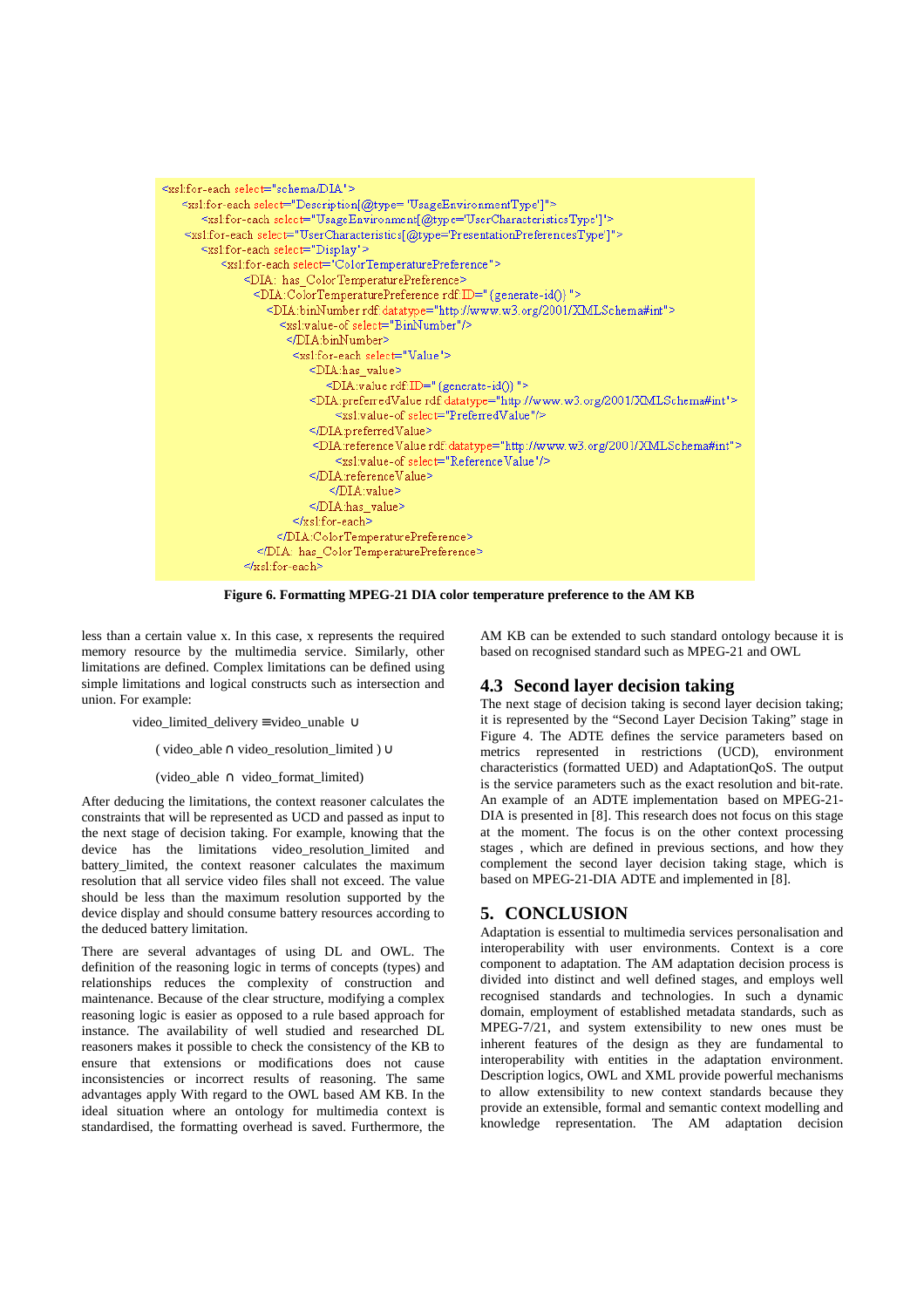```
<xsl:for-each select="schema/DIA">
  <xsl:for-each select="Description[@type='UsageEnvironmentType']">
    <xsl:for-each select="UsageEnvironment[@type='UserCharacteristicsType']">
   <xsl:for-each select="UserCharacteristics[@type='PresentationPreferencesType']">
    <xsl:for-each select="Display">
      <xsl:for-each select="ColorTemperaturePreference">
        <DIA: has_ColorTemperaturePreference>
         <DIA:ColorTemperaturePreference rdf:ID="{generate-id()}">
           <DIA:binNumber rdf:datatype="http://www.w3.org/2001/XMLSchema#int">
             <xsl:value-of select="BinNumber"/>
            </DIA:binNumber>
             <xsl:for-each select="Value">
               <DIA:has_value>
                 <DIA:value rdf:ID="{generate-id()}">
               <DIA:preferredValue rdf:datatype="http://www.w3.org/2001/XMLSchema#int">
                  <xsl:value-of select="PreferredValue"/>
               </DIA:preferredValue>
                <DIA:referenceValue rdf:datatype="http://www.w3.org/2001/XMLSchema#int">
                  <xsl:value-of select="ReferenceValue"/>
               </DIA:referenceValue>
                 </DIA:value>
               </DIA:has_value>
             </xsl:for-each>
           </DIA:ColorTemperaturePreference>
         </DIA: has_ColorTemperaturePreference>
        </xsl:for-each>
```

**Figure 6. Formatting MPEG-21 DIA color temperature preference to the AM KB**

less than a certain value x. In this case, x represents the required memory resource by the multimedia service. Similarly, other limitations are defined. Complex limitations can be defined using simple limitations and logical constructs such as intersection and union. For example:

video_limited_delivery ≡ video_unable ∪

( video_able ∩ video_resolution_limited ) ∪

(video_able ∩ video_format_limited)

After deducing the limitations, the context reasoner calculates the constraints that will be represented as UCD and passed as input to the next stage of decision taking. For example, knowing that the device has the limitations video_resolution_limited and battery_limited, the context reasoner calculates the maximum resolution that all service video files shall not exceed. The value should be less than the maximum resolution supported by the device display and should consume battery resources according to the deduced battery limitation.

There are several advantages of using DL and OWL. The definition of the reasoning logic in terms of concepts (types) and relationships reduces the complexity of construction and maintenance. Because of the clear structure, modifying a complex reasoning logic is easier as opposed to a rule based approach for instance. The availability of well studied and researched DL reasoners makes it possible to check the consistency of the KB to ensure that extensions or modifications does not cause inconsistencies or incorrect results of reasoning. The same advantages apply With regard to the OWL based AM KB. In the ideal situation where an ontology for multimedia context is standardised, the formatting overhead is saved. Furthermore, the AM KB can be extended to such standard ontology because it is based on recognised standard such as MPEG-21 and OWL

## 4.3 Second layer decision taking

The next stage of decision taking is second layer decision taking; it is represented by the "Second Layer Decision Taking" stage in Figure 4. The ADTE defines the service parameters based on metrics represented in restrictions (UCD), environment characteristics (formatted UED) and AdaptationQoS. The output is the service parameters such as the exact resolution and bit-rate. An example of an ADTE implementation based on MPEG-21-DIA is presented in [8]. This research does not focus on this stage at the moment. The focus is on the other context processing stages , which are defined in previous sections, and how they complement the second layer decision taking stage, which is based on MPEG-21-DIA ADTE and implemented in [8].

# 5. CONCLUSION

Adaptation is essential to multimedia services personalisation and interoperability with user environments. Context is a core component to adaptation. The AM adaptation decision process is divided into distinct and well defined stages, and employs well recognised standards and technologies. In such a dynamic domain, employment of established metadata standards, such as MPEG-7/21, and system extensibility to new ones must be inherent features of the design as they are fundamental to interoperability with entities in the adaptation environment. Description logics, OWL and XML provide powerful mechanisms to allow extensibility to new context standards because they provide an extensible, formal and semantic context modelling and knowledge representation. The AM adaptation decision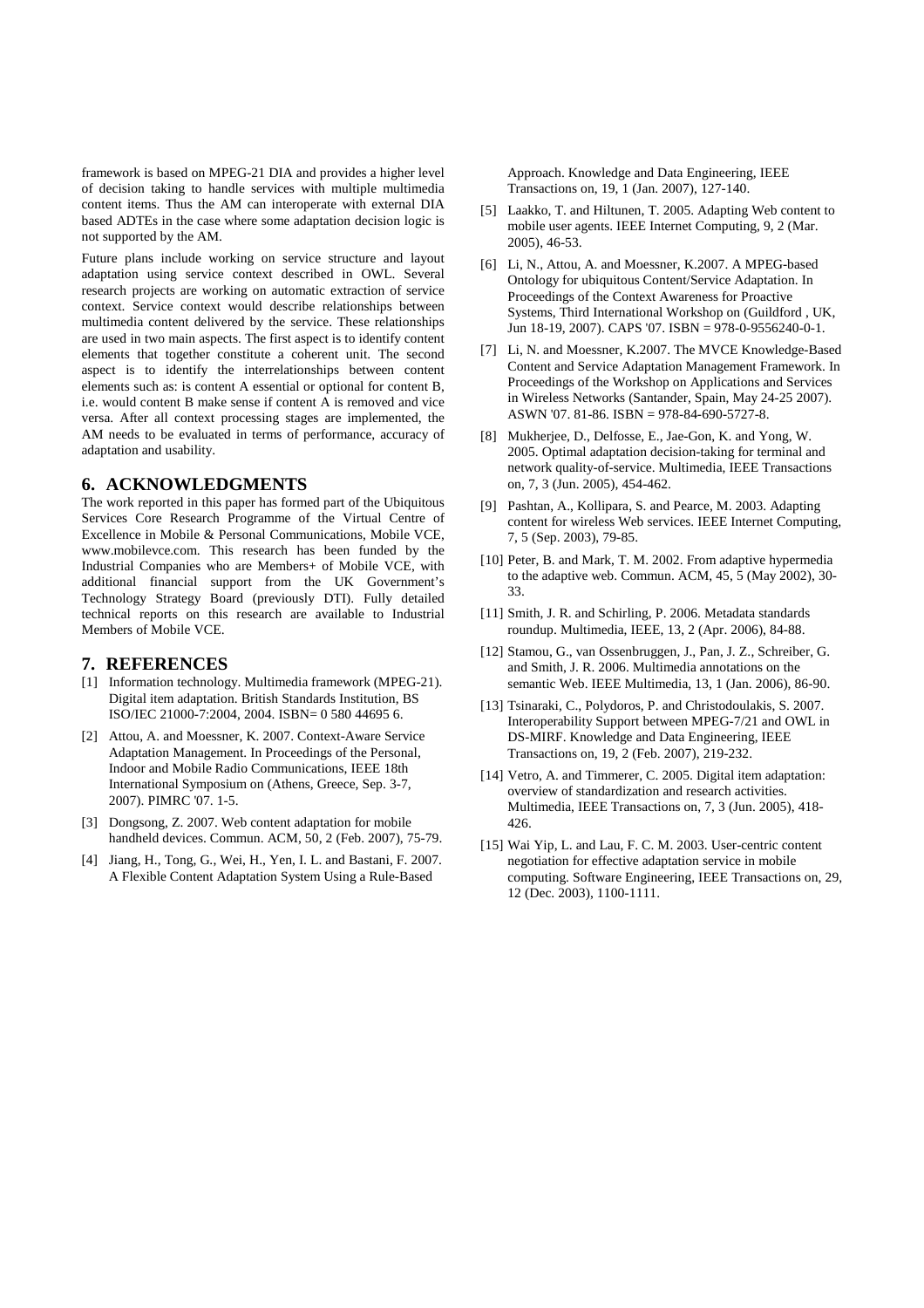framework is based on MPEG-21 DIA and provides a higher level of decision taking to handle services with multiple multimedia content items. Thus the AM can interoperate with external DIA based ADTEs in the case where some adaptation decision logic is not supported by the AM.

Future plans include working on service structure and layout adaptation using service context described in OWL. Several research projects are working on automatic extraction of service context. Service context would describe relationships between multimedia content delivered by the service. These relationships are used in two main aspects. The first aspect is to identify content elements that together constitute a coherent unit. The second aspect is to identify the interrelationships between content elements such as: is content A essential or optional for content B, i.e. would content B make sense if content A is removed and vice versa. After all context processing stages are implemented, the AM needs to be evaluated in terms of performance, accuracy of adaptation and usability.

## 6. ACKNOWLEDGMENTS

The work reported in this paper has formed part of the Ubiquitous Services Core Research Programme of the Virtual Centre of Excellence in Mobile & Personal Communications, Mobile VCE, www.mobilevce.com. This research has been funded by the Industrial Companies who are Members+ of Mobile VCE, with additional financial support from the UK Government's Technology Strategy Board (previously DTI). Fully detailed technical reports on this research are available to Industrial Members of Mobile VCE.

## 7. REFERENCES

[1] Information technology. Multimedia framework (MPEG-21). Digital item adaptation. British Standards Institution, BS ISO/IEC 21000-7:2004, 2004. ISBN= 0 580 44695 6.

[2] Attou, A. and Moessner, K. 2007. Context-Aware Service Adaptation Management. In Proceedings of the Personal, Indoor and Mobile Radio Communications, IEEE 18th International Symposium on (Athens, Greece, Sep. 3-7, 2007). PIMRC '07. 1-5.

[3] Dongsong, Z. 2007. Web content adaptation for mobile handheld devices. Commun. ACM, 50, 2 (Feb. 2007), 75-79.

[4] Jiang, H., Tong, G., Wei, H., Yen, I. L. and Bastani, F. 2007. A Flexible Content Adaptation System Using a Rule-Based Approach. Knowledge and Data Engineering, IEEE Transactions on, 19, 1 (Jan. 2007), 127-140.

[5] Laakko, T. and Hiltunen, T. 2005. Adapting Web content to mobile user agents. IEEE Internet Computing, 9, 2 (Mar. 2005), 46-53.

[6] Li, N., Attou, A. and Moessner, K.2007. A MPEG-based Ontology for ubiquitous Content/Service Adaptation. In Proceedings of the Context Awareness for Proactive Systems, Third International Workshop on (Guildford , UK, Jun 18-19, 2007). CAPS '07. ISBN = 978-0-9556240-0-1.

[7] Li, N. and Moessner, K.2007. The MVCE Knowledge-Based Content and Service Adaptation Management Framework. In Proceedings of the Workshop on Applications and Services in Wireless Networks (Santander, Spain, May 24-25 2007). ASWN '07. 81-86. ISBN = 978-84-690-5727-8.

[8] Mukherjee, D., Delfosse, E., Jae-Gon, K. and Yong, W. 2005. Optimal adaptation decision-taking for terminal and network quality-of-service. Multimedia, IEEE Transactions on, 7, 3 (Jun. 2005), 454-462.

[9] Pashtan, A., Kollipara, S. and Pearce, M. 2003. Adapting content for wireless Web services. IEEE Internet Computing, 7, 5 (Sep. 2003), 79-85.

[10] Peter, B. and Mark, T. M. 2002. From adaptive hypermedia to the adaptive web. Commun. ACM, 45, 5 (May 2002), 30-33.

[11] Smith, J. R. and Schirling, P. 2006. Metadata standards roundup. Multimedia, IEEE, 13, 2 (Apr. 2006), 84-88.

[12] Stamou, G., van Ossenbruggen, J., Pan, J. Z., Schreiber, G. and Smith, J. R. 2006. Multimedia annotations on the semantic Web. IEEE Multimedia, 13, 1 (Jan. 2006), 86-90.

[13] Tsinaraki, C., Polydoros, P. and Christodoulakis, S. 2007. Interoperability Support between MPEG-7/21 and OWL in DS-MIRF. Knowledge and Data Engineering, IEEE Transactions on, 19, 2 (Feb. 2007), 219-232.

[14] Vetro, A. and Timmerer, C. 2005. Digital item adaptation: overview of standardization and research activities. Multimedia, IEEE Transactions on, 7, 3 (Jun. 2005), 418-426.

[15] Wai Yip, L. and Lau, F. C. M. 2003. User-centric content negotiation for effective adaptation service in mobile computing. Software Engineering, IEEE Transactions on, 29, 12 (Dec. 2003), 1100-1111.